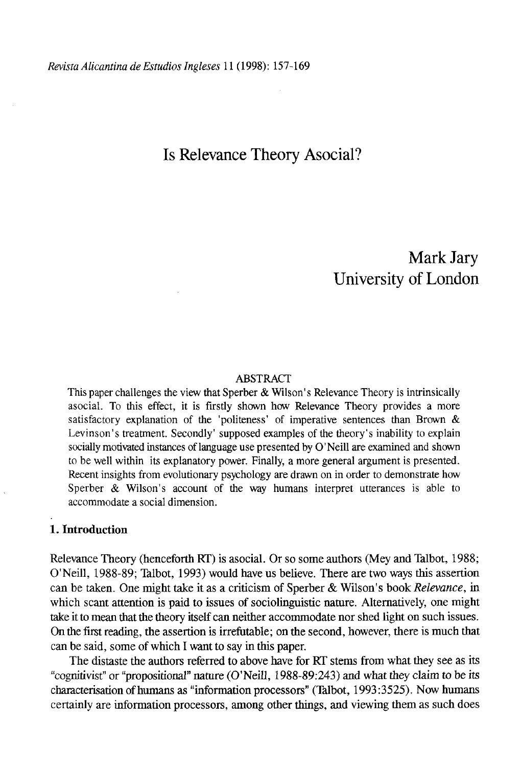# Is Relevance Theory Asocial?

Mark Jary
University of London

ABSTRACT

This paper challenges the view that Sperber & Wilson's Relevance Theory is intrinsically asocial. To this effect, it is firstly shown how Relevance Theory provides a more satisfactory explanation of the 'politeness' of imperative sentences than Brown & Levinson's treatment. Secondly' supposed examples of the theory's inability to explain socially motivated instances of language use presented by O'Neill are examined and shown to be well within its explanatory power. Finally, a more general argument is presented. Recent insights from evolutionary psychology are drawn on in order to demonstrate how Sperber & Wilson's account of the way humans interpret utterances is able to accommodate a social dimension.

## 1. Introduction

Relevance Theory (henceforth RT) is asocial. Or so some authors (Mey and Talbot, 1988; O'Neill, 1988-89; Talbot, 1993) would have us believe. There are two ways this assertion can be taken. One might take it as a criticism of Sperber & Wilson's book *Relevance*, in which scant attention is paid to issues of sociolinguistic nature. Alternatively, one might take it to mean that the theory itself can neither accommodate nor shed light on such issues. On the first reading, the assertion is irrefutable; on the second, however, there is much that can be said, some of which I want to say in this paper.

The distaste the authors referred to above have for RT stems from what they see as its "cognitivist" or "propositional" nature (O'Neill, 1988-89:243) and what they claim to be its characterisation of humans as "information processors" (Talbot, 1993:3525). Now humans certainly are information processors, among other things, and viewing them as such does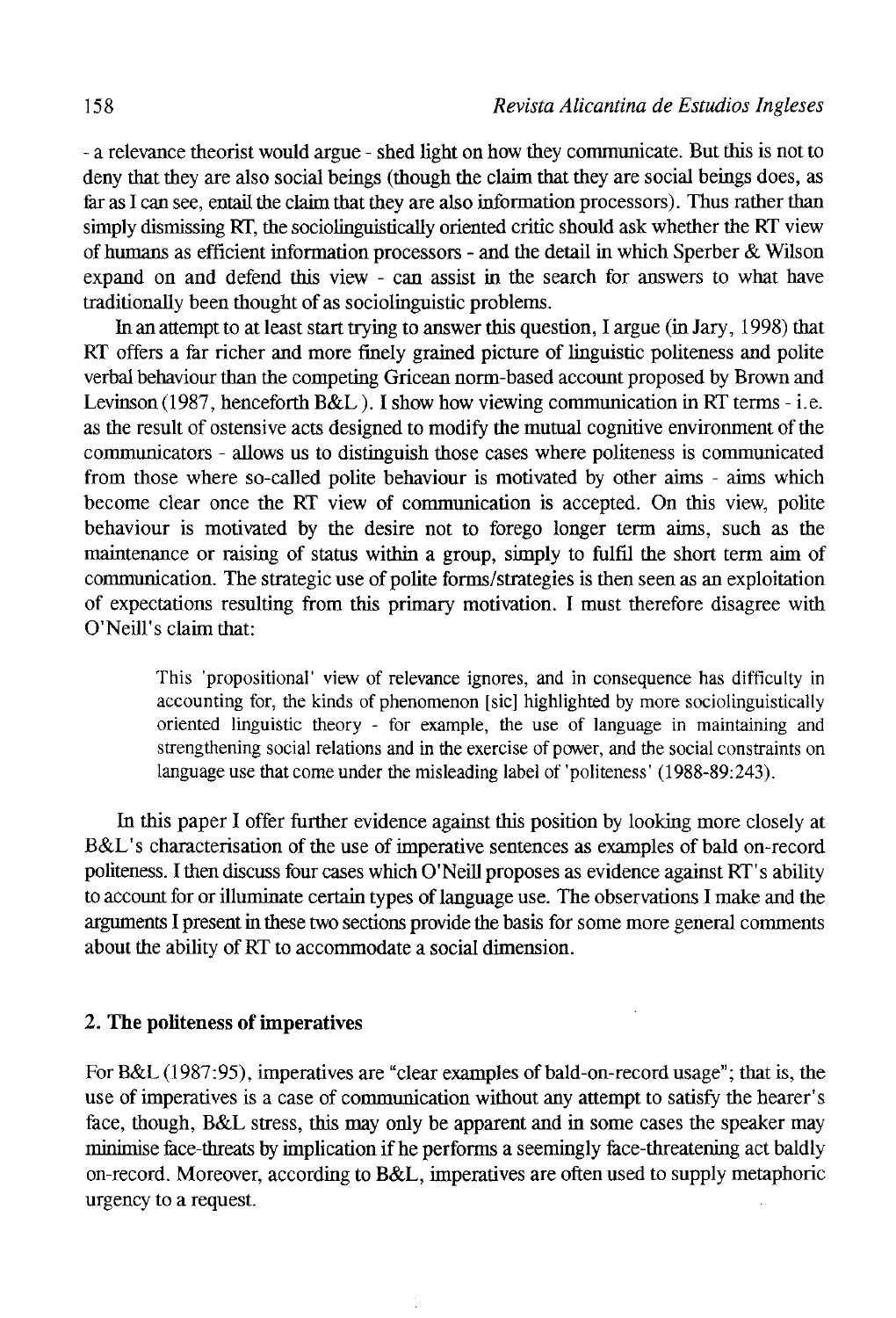- a relevance theorist would argue - shed light on how they communicate. But this is not to deny that they are also social beings (though the claim that they are social beings does, as far as I can see, entail the claim that they are also information processors). Thus rather than simply dismissing RT, the sociolinguistically oriented critic should ask whether the RT view of humans as efficient information processors - and the detail in which Sperber & Wilson expand on and defend this view - can assist in the search for answers to what have traditionally been thought of as sociolinguistic problems.

In an attempt to at least start trying to answer this question, I argue (in Jary, 1998) that RT offers a far richer and more finely grained picture of linguistic politeness and polite verbal behaviour than the competing Gricean norm-based account proposed by Brown and Levinson (1987, henceforth B&L ). I show how viewing communication in RT terms - i.e. as the result of ostensive acts designed to modify the mutual cognitive environment of the communicators - allows us to distinguish those cases where politeness is communicated from those where so-called polite behaviour is motivated by other aims - aims which become clear once the RT view of communication is accepted. On this view, polite behaviour is motivated by the desire not to forego longer term aims, such as the maintenance or raising of status within a group, simply to fulfil the short term aim of communication. The strategic use of polite forms/strategies is then seen as an exploitation of expectations resulting from this primary motivation. I must therefore disagree with O'Neill's claim that:

> This 'propositional' view of relevance ignores, and in consequence has difficulty in accounting for, the kinds of phenomenon [sic] highlighted by more sociolinguistically oriented linguistic theory - for example, the use of language in maintaining and strengthening social relations and in the exercise of power, and the social constraints on language use that come under the misleading label of 'politeness' (1988-89:243).

In this paper I offer further evidence against this position by looking more closely at B&L's characterisation of the use of imperative sentences as examples of bald on-record politeness. I then discuss four cases which O'Neill proposes as evidence against RT's ability to account for or illuminate certain types of language use. The observations I make and the arguments I present in these two sections provide the basis for some more general comments about the ability of RT to accommodate a social dimension.

## 2. The politeness of imperatives

For B&L (1987:95), imperatives are "clear examples of bald-on-record usage"; that is, the use of imperatives is a case of communication without any attempt to satisfy the hearer's face, though, B&L stress, this may only be apparent and in some cases the speaker may minimise face-threats by implication if he performs a seemingly face-threatening act baldly on-record. Moreover, according to B&L, imperatives are often used to supply metaphoric urgency to a request.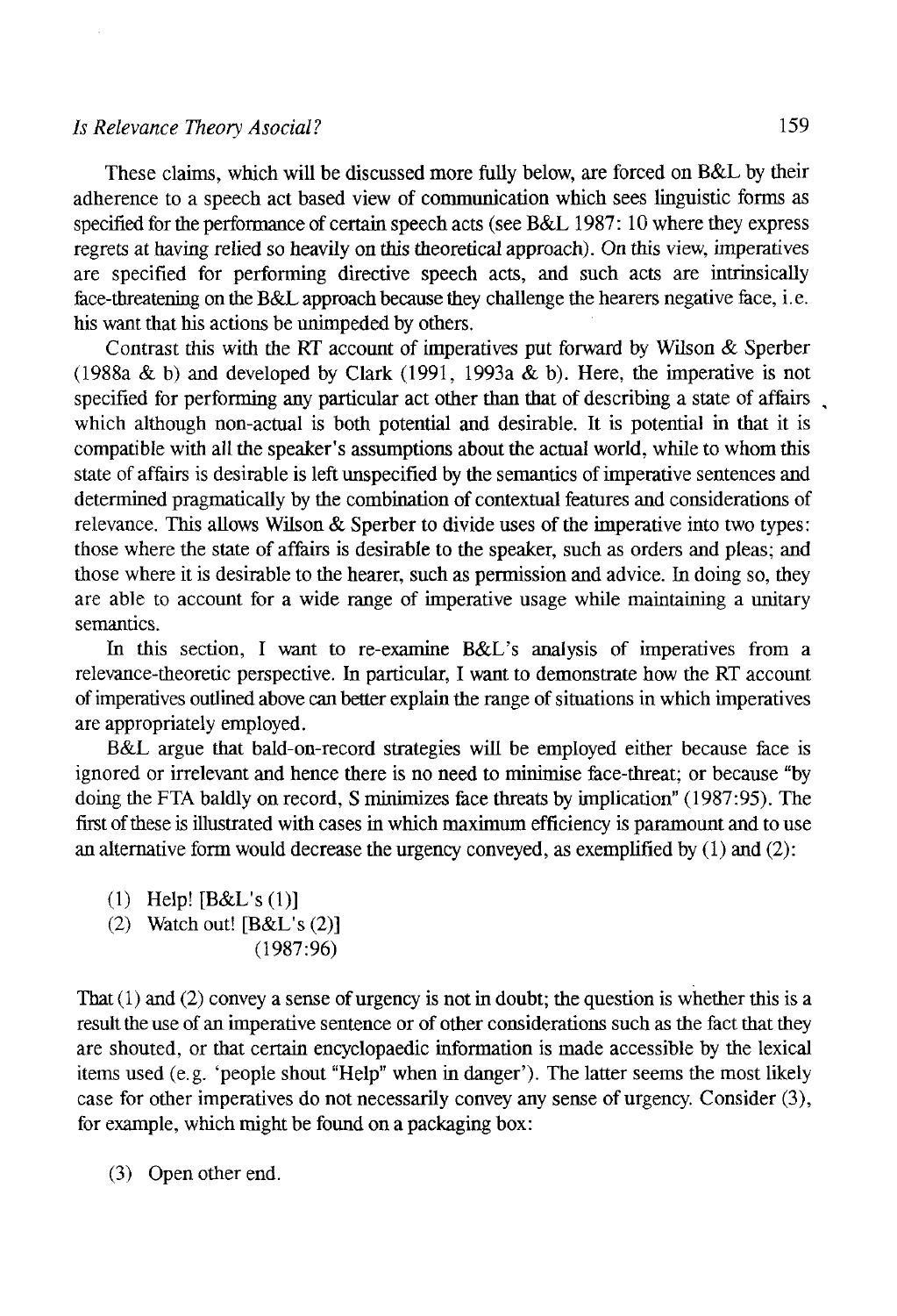These claims, which will be discussed more fully below, are forced on B&L by their adherence to a speech act based view of communication which sees linguistic forms as specified for the performance of certain speech acts (see B&L 1987: 10 where they express regrets at having relied so heavily on this theoretical approach). On this view, imperatives are specified for performing directive speech acts, and such acts are intrinsically face-threatening on the B&L approach because they challenge the hearers negative face, i.e. his want that his actions be unimpeded by others.

Contrast this with the RT account of imperatives put forward by Wilson & Sperber (1988a & b) and developed by Clark (1991, 1993a & b). Here, the imperative is not specified for performing any particular act other than that of describing a state of affairs which although non-actual is both potential and desirable. It is potential in that it is compatible with all the speaker's assumptions about the actual world, while to whom this state of affairs is desirable is left unspecified by the semantics of imperative sentences and determined pragmatically by the combination of contextual features and considerations of relevance. This allows Wilson & Sperber to divide uses of the imperative into two types: those where the state of affairs is desirable to the speaker, such as orders and pleas; and those where it is desirable to the hearer, such as permission and advice. In doing so, they are able to account for a wide range of imperative usage while maintaining a unitary semantics.

In this section, I want to re-examine B&L's analysis of imperatives from a relevance-theoretic perspective. In particular, I want to demonstrate how the RT account of imperatives outlined above can better explain the range of situations in which imperatives are appropriately employed.

B&L argue that bald-on-record strategies will be employed either because face is ignored or irrelevant and hence there is no need to minimise face-threat; or because "by doing the FTA baldly on record, S minimizes face threats by implication" (1987:95). The first of these is illustrated with cases in which maximum efficiency is paramount and to use an alternative form would decrease the urgency conveyed, as exemplified by (1) and (2):

(1) Help! [B&L's (1)]
(2) Watch out! [B&L's (2)]
(1987:96)

That (1) and (2) convey a sense of urgency is not in doubt; the question is whether this is a result the use of an imperative sentence or of other considerations such as the fact that they are shouted, or that certain encyclopaedic information is made accessible by the lexical items used (e.g. 'people shout "Help" when in danger'). The latter seems the most likely case for other imperatives do not necessarily convey any sense of urgency. Consider (3), for example, which might be found on a packaging box:

(3) Open other end.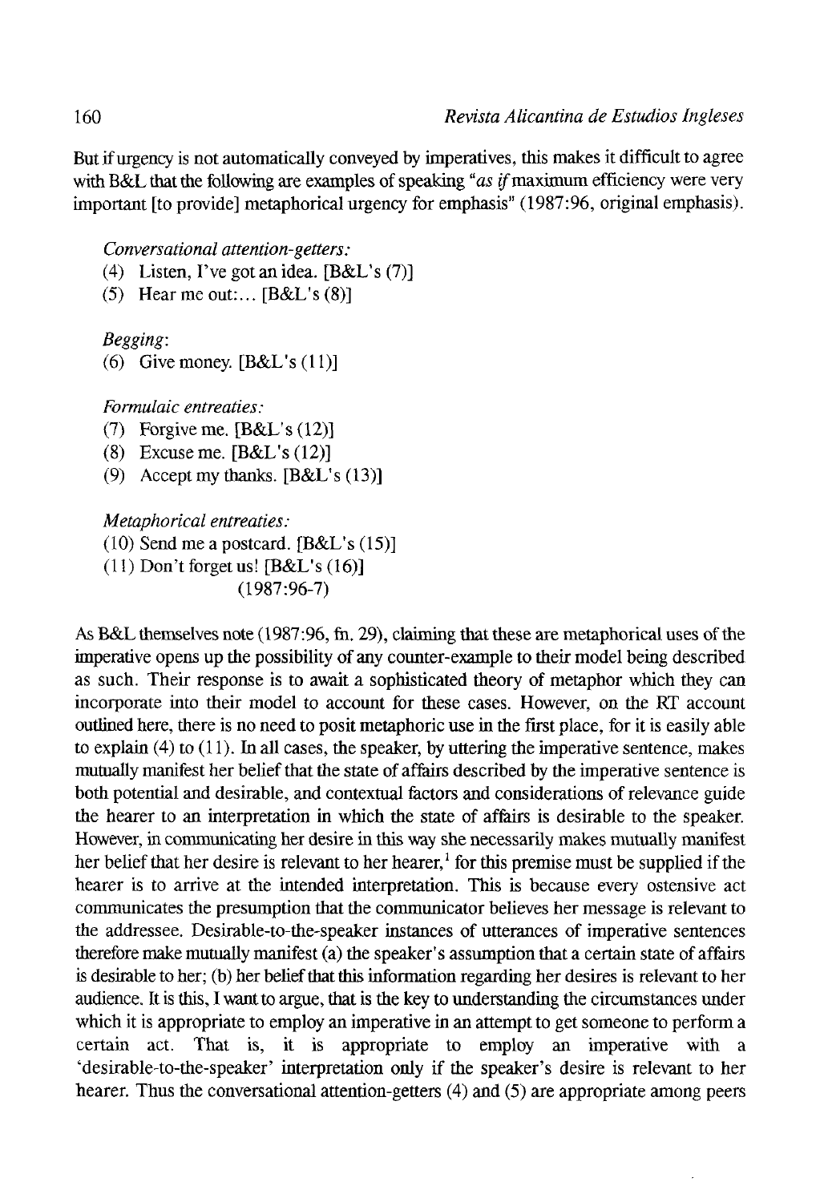But if urgency is not automatically conveyed by imperatives, this makes it difficult to agree with B&L that the following are examples of speaking "*as if* maximum efficiency were very important [to provide] metaphorical urgency for emphasis" (1987:96, original emphasis).

*Conversational attention-getters:*

(4) Listen, I've got an idea. [B&L's (7)]

(5) Hear me out:... [B&L's (8)]

*Begging:*

(6) Give money. [B&L's (11)]

*Formulaic entreaties:*

(7) Forgive me. [B&L's (12)]

(8) Excuse me. [B&L's (12)]

(9) Accept my thanks. [B&L's (13)]

*Metaphorical entreaties:*

(10) Send me a postcard. [B&L's (15)]

(11) Don't forget us! [B&L's (16)]

(1987:96-7)

As B&L themselves note (1987:96, fn. 29), claiming that these are metaphorical uses of the imperative opens up the possibility of any counter-example to their model being described as such. Their response is to await a sophisticated theory of metaphor which they can incorporate into their model to account for these cases. However, on the RT account outlined here, there is no need to posit metaphoric use in the first place, for it is easily able to explain (4) to (11). In all cases, the speaker, by uttering the imperative sentence, makes mutually manifest her belief that the state of affairs described by the imperative sentence is both potential and desirable, and contextual factors and considerations of relevance guide the hearer to an interpretation in which the state of affairs is desirable to the speaker. However, in communicating her desire in this way she necessarily makes mutually manifest her belief that her desire is relevant to her hearer,[1] for this premise must be supplied if the hearer is to arrive at the intended interpretation. This is because every ostensive act communicates the presumption that the communicator believes her message is relevant to the addressee. Desirable-to-the-speaker instances of utterances of imperative sentences therefore make mutually manifest (a) the speaker's assumption that a certain state of affairs is desirable to her; (b) her belief that this information regarding her desires is relevant to her audience. It is this, I want to argue, that is the key to understanding the circumstances under which it is appropriate to employ an imperative in an attempt to get someone to perform a certain act. That is, it is appropriate to employ an imperative with a 'desirable-to-the-speaker' interpretation only if the speaker's desire is relevant to her hearer. Thus the conversational attention-getters (4) and (5) are appropriate among peers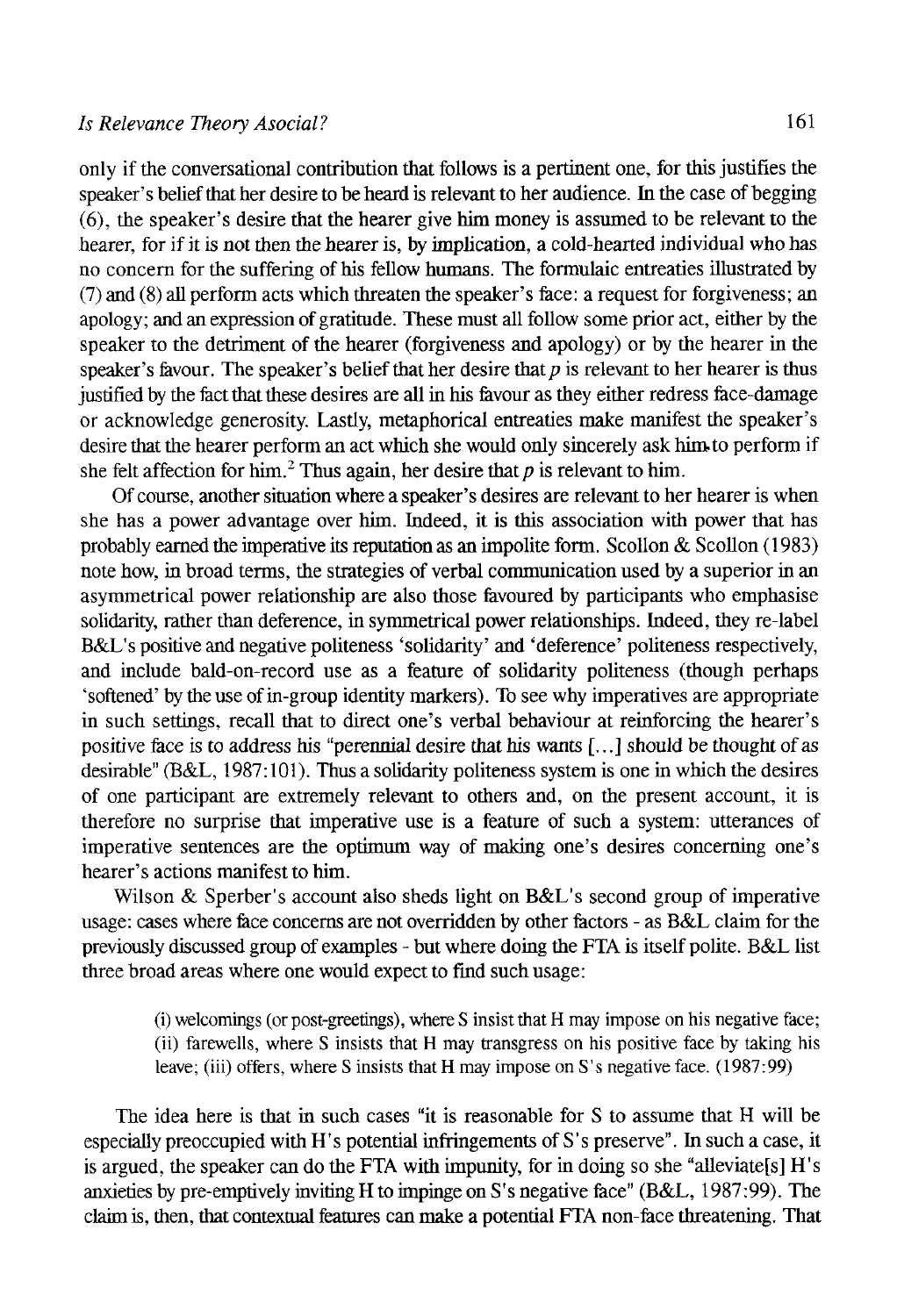only if the conversational contribution that follows is a pertinent one, for this justifies the speaker's belief that her desire to be heard is relevant to her audience. In the case of begging (6), the speaker's desire that the hearer give him money is assumed to be relevant to the hearer, for if it is not then the hearer is, by implication, a cold-hearted individual who has no concern for the suffering of his fellow humans. The formulaic entreaties illustrated by (7) and (8) all perform acts which threaten the speaker's face: a request for forgiveness; an apology; and an expression of gratitude. These must all follow some prior act, either by the speaker to the detriment of the hearer (forgiveness and apology) or by the hearer in the speaker's favour. The speaker's belief that her desire that *p* is relevant to her hearer is thus justified by the fact that these desires are all in his favour as they either redress face-damage or acknowledge generosity. Lastly, metaphorical entreaties make manifest the speaker's desire that the hearer perform an act which she would only sincerely ask him to perform if she felt affection for him.[2] Thus again, her desire that *p* is relevant to him.

Of course, another situation where a speaker's desires are relevant to her hearer is when she has a power advantage over him. Indeed, it is this association with power that has probably earned the imperative its reputation as an impolite form. Scollon & Scollon (1983) note how, in broad terms, the strategies of verbal communication used by a superior in an asymmetrical power relationship are also those favoured by participants who emphasise solidarity, rather than deference, in symmetrical power relationships. Indeed, they re-label B&L's positive and negative politeness 'solidarity' and 'deference' politeness respectively, and include bald-on-record use as a feature of solidarity politeness (though perhaps 'softened' by the use of in-group identity markers). To see why imperatives are appropriate in such settings, recall that to direct one's verbal behaviour at reinforcing the hearer's positive face is to address his "perennial desire that his wants [...] should be thought of as desirable" (B&L, 1987:101). Thus a solidarity politeness system is one in which the desires of one participant are extremely relevant to others and, on the present account, it is therefore no surprise that imperative use is a feature of such a system: utterances of imperative sentences are the optimum way of making one's desires concerning one's hearer's actions manifest to him.

Wilson & Sperber's account also sheds light on B&L's second group of imperative usage: cases where face concerns are not overridden by other factors - as B&L claim for the previously discussed group of examples - but where doing the FTA is itself polite. B&L list three broad areas where one would expect to find such usage:

> (i) welcomings (or post-greetings), where S insist that H may impose on his negative face; (ii) farewells, where S insists that H may transgress on his positive face by taking his leave; (iii) offers, where S insists that H may impose on S's negative face. (1987:99)

The idea here is that in such cases "it is reasonable for S to assume that H will be especially preoccupied with H's potential infringements of S's preserve". In such a case, it is argued, the speaker can do the FTA with impunity, for in doing so she "alleviate[s] H's anxieties by pre-emptively inviting H to impinge on S's negative face" (B&L, 1987:99). The claim is, then, that contextual features can make a potential FTA non-face threatening. That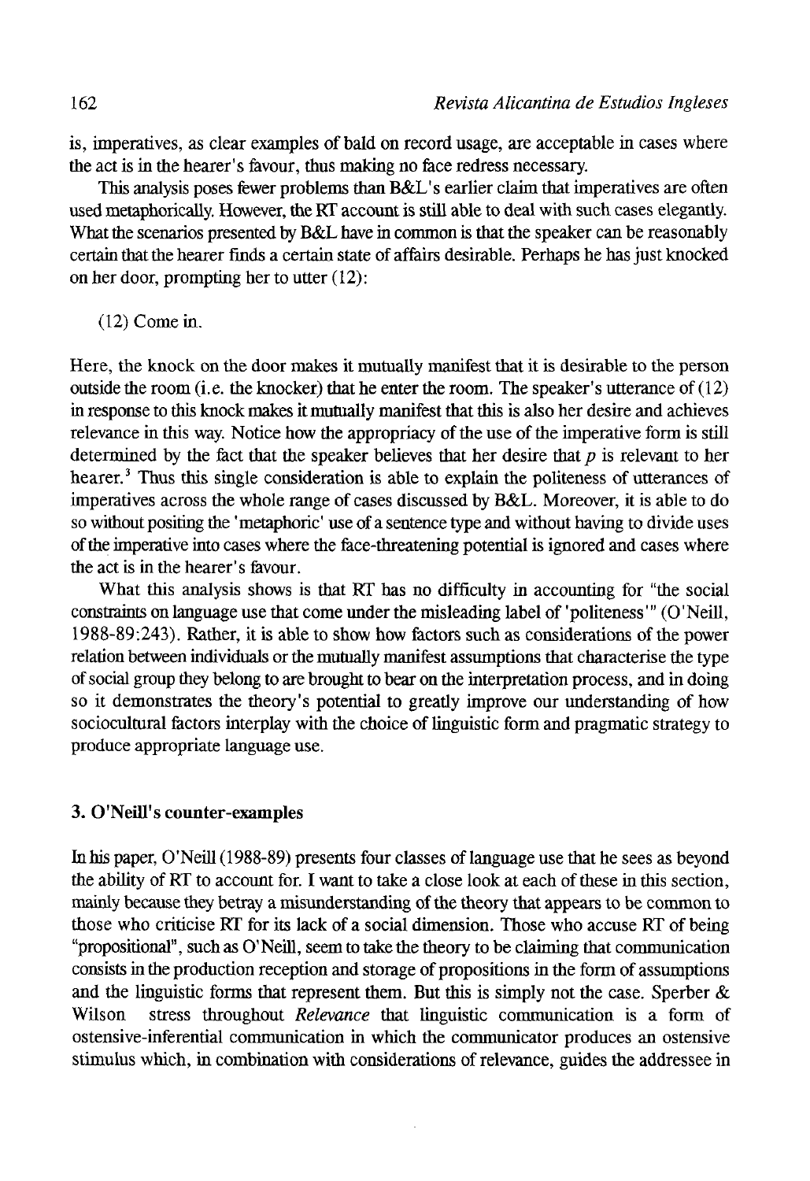is, imperatives, as clear examples of bald on record usage, are acceptable in cases where the act is in the hearer's favour, thus making no face redress necessary.

This analysis poses fewer problems than B&L's earlier claim that imperatives are often used metaphorically. However, the RT account is still able to deal with such cases elegantly. What the scenarios presented by B&L have in common is that the speaker can be reasonably certain that the hearer finds a certain state of affairs desirable. Perhaps he has just knocked on her door, prompting her to utter (12):

(12) Come in.

Here, the knock on the door makes it mutually manifest that it is desirable to the person outside the room (i.e. the knocker) that he enter the room. The speaker's utterance of (12) in response to this knock makes it mutually manifest that this is also her desire and achieves relevance in this way. Notice how the appropriacy of the use of the imperative form is still determined by the fact that the speaker believes that her desire that *p* is relevant to her hearer.[3] Thus this single consideration is able to explain the politeness of utterances of imperatives across the whole range of cases discussed by B&L. Moreover, it is able to do so without positing the 'metaphoric' use of a sentence type and without having to divide uses of the imperative into cases where the face-threatening potential is ignored and cases where the act is in the hearer's favour.

What this analysis shows is that RT has no difficulty in accounting for "the social constraints on language use that come under the misleading label of 'politeness'" (O'Neill, 1988-89:243). Rather, it is able to show how factors such as considerations of the power relation between individuals or the mutually manifest assumptions that characterise the type of social group they belong to are brought to bear on the interpretation process, and in doing so it demonstrates the theory's potential to greatly improve our understanding of how sociocultural factors interplay with the choice of linguistic form and pragmatic strategy to produce appropriate language use.

## 3. O'Neill's counter-examples

In his paper, O'Neill (1988-89) presents four classes of language use that he sees as beyond the ability of RT to account for. I want to take a close look at each of these in this section, mainly because they betray a misunderstanding of the theory that appears to be common to those who criticise RT for its lack of a social dimension. Those who accuse RT of being "propositional", such as O'Neill, seem to take the theory to be claiming that communication consists in the production reception and storage of propositions in the form of assumptions and the linguistic forms that represent them. But this is simply not the case. Sperber & Wilson stress throughout *Relevance* that linguistic communication is a form of ostensive-inferential communication in which the communicator produces an ostensive stimulus which, in combination with considerations of relevance, guides the addressee in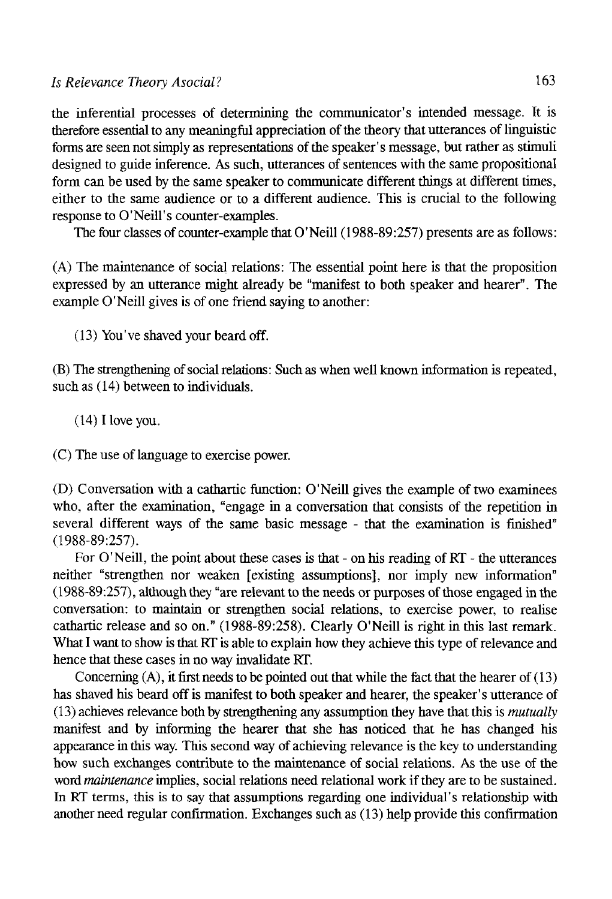the inferential processes of determining the communicator's intended message. It is therefore essential to any meaningful appreciation of the theory that utterances of linguistic forms are seen not simply as representations of the speaker's message, but rather as stimuli designed to guide inference. As such, utterances of sentences with the same propositional form can be used by the same speaker to communicate different things at different times, either to the same audience or to a different audience. This is crucial to the following response to O'Neill's counter-examples.

The four classes of counter-example that O'Neill (1988-89:257) presents are as follows:

(A) The maintenance of social relations: The essential point here is that the proposition expressed by an utterance might already be "manifest to both speaker and hearer". The example O'Neill gives is of one friend saying to another:

(13) You've shaved your beard off.

(B) The strengthening of social relations: Such as when well known information is repeated, such as (14) between to individuals.

(14) I love you.

(C) The use of language to exercise power.

(D) Conversation with a cathartic function: O'Neill gives the example of two examinees who, after the examination, "engage in a conversation that consists of the repetition in several different ways of the same basic message - that the examination is finished" (1988-89:257).

For O'Neill, the point about these cases is that - on his reading of RT - the utterances neither "strengthen nor weaken [existing assumptions], nor imply new information" (1988-89:257), although they "are relevant to the needs or purposes of those engaged in the conversation: to maintain or strengthen social relations, to exercise power, to realise cathartic release and so on." (1988-89:258). Clearly O'Neill is right in this last remark. What I want to show is that RT is able to explain how they achieve this type of relevance and hence that these cases in no way invalidate RT.

Concerning (A), it first needs to be pointed out that while the fact that the hearer of (13) has shaved his beard off is manifest to both speaker and hearer, the speaker's utterance of (13) achieves relevance both by strengthening any assumption they have that this is *mutually* manifest and by informing the hearer that she has noticed that he has changed his appearance in this way. This second way of achieving relevance is the key to understanding how such exchanges contribute to the maintenance of social relations. As the use of the word *maintenance* implies, social relations need relational work if they are to be sustained. In RT terms, this is to say that assumptions regarding one individual's relationship with another need regular confirmation. Exchanges such as (13) help provide this confirmation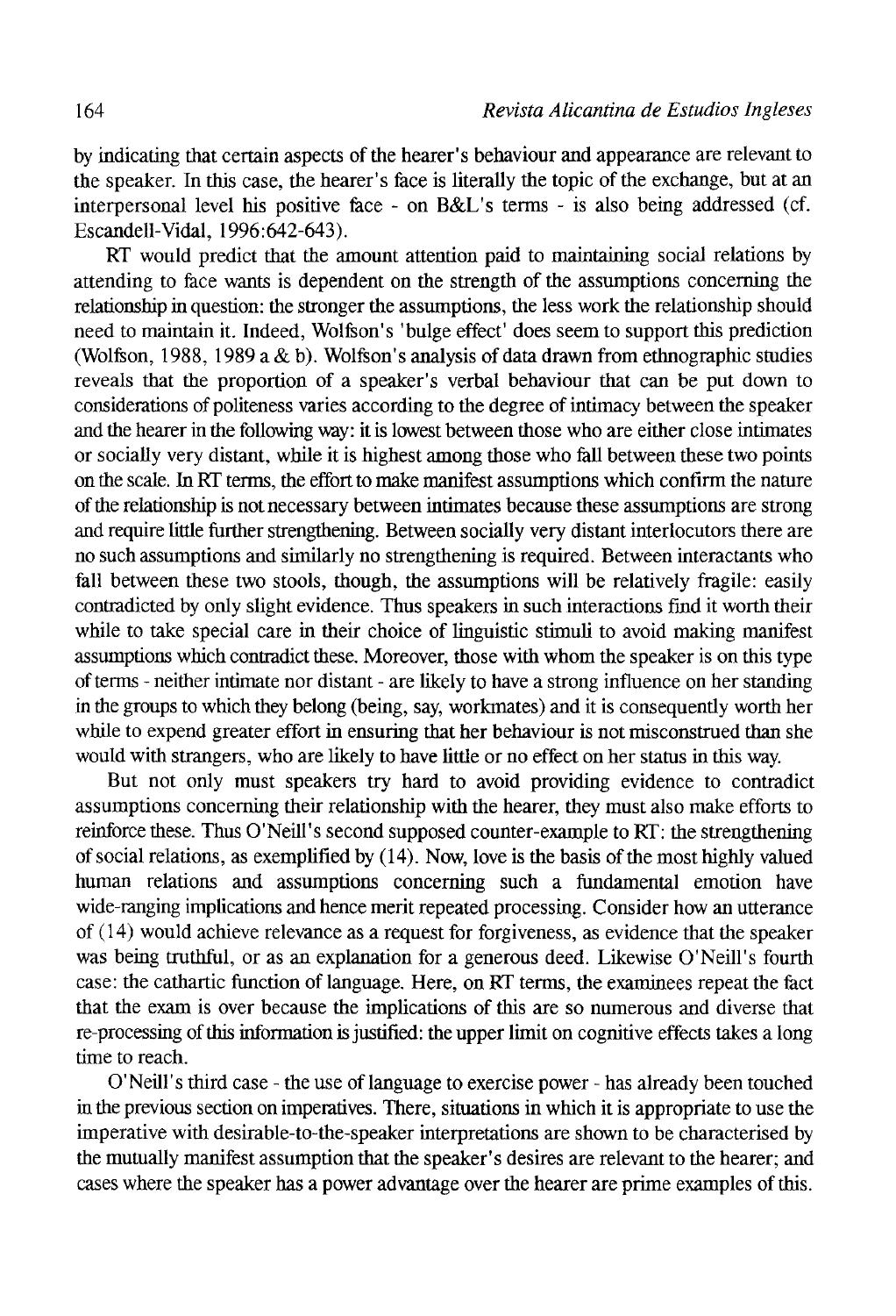by indicating that certain aspects of the hearer's behaviour and appearance are relevant to the speaker. In this case, the hearer's face is literally the topic of the exchange, but at an interpersonal level his positive face - on B&L's terms - is also being addressed (cf. Escandell-Vidal, 1996:642-643).

RT would predict that the amount attention paid to maintaining social relations by attending to face wants is dependent on the strength of the assumptions concerning the relationship in question: the stronger the assumptions, the less work the relationship should need to maintain it. Indeed, Wolfson's 'bulge effect' does seem to support this prediction (Wolfson, 1988, 1989 a & b). Wolfson's analysis of data drawn from ethnographic studies reveals that the proportion of a speaker's verbal behaviour that can be put down to considerations of politeness varies according to the degree of intimacy between the speaker and the hearer in the following way: it is lowest between those who are either close intimates or socially very distant, while it is highest among those who fall between these two points on the scale. In RT terms, the effort to make manifest assumptions which confirm the nature of the relationship is not necessary between intimates because these assumptions are strong and require little further strengthening. Between socially very distant interlocutors there are no such assumptions and similarly no strengthening is required. Between interactants who fall between these two stools, though, the assumptions will be relatively fragile: easily contradicted by only slight evidence. Thus speakers in such interactions find it worth their while to take special care in their choice of linguistic stimuli to avoid making manifest assumptions which contradict these. Moreover, those with whom the speaker is on this type of terms - neither intimate nor distant - are likely to have a strong influence on her standing in the groups to which they belong (being, say, workmates) and it is consequently worth her while to expend greater effort in ensuring that her behaviour is not misconstrued than she would with strangers, who are likely to have little or no effect on her status in this way.

But not only must speakers try hard to avoid providing evidence to contradict assumptions concerning their relationship with the hearer, they must also make efforts to reinforce these. Thus O'Neill's second supposed counter-example to RT: the strengthening of social relations, as exemplified by (14). Now, love is the basis of the most highly valued human relations and assumptions concerning such a fundamental emotion have wide-ranging implications and hence merit repeated processing. Consider how an utterance of (14) would achieve relevance as a request for forgiveness, as evidence that the speaker was being truthful, or as an explanation for a generous deed. Likewise O'Neill's fourth case: the cathartic function of language. Here, on RT terms, the examinees repeat the fact that the exam is over because the implications of this are so numerous and diverse that re-processing of this information is justified: the upper limit on cognitive effects takes a long time to reach.

O'Neill's third case - the use of language to exercise power - has already been touched in the previous section on imperatives. There, situations in which it is appropriate to use the imperative with desirable-to-the-speaker interpretations are shown to be characterised by the mutually manifest assumption that the speaker's desires are relevant to the hearer; and cases where the speaker has a power advantage over the hearer are prime examples of this.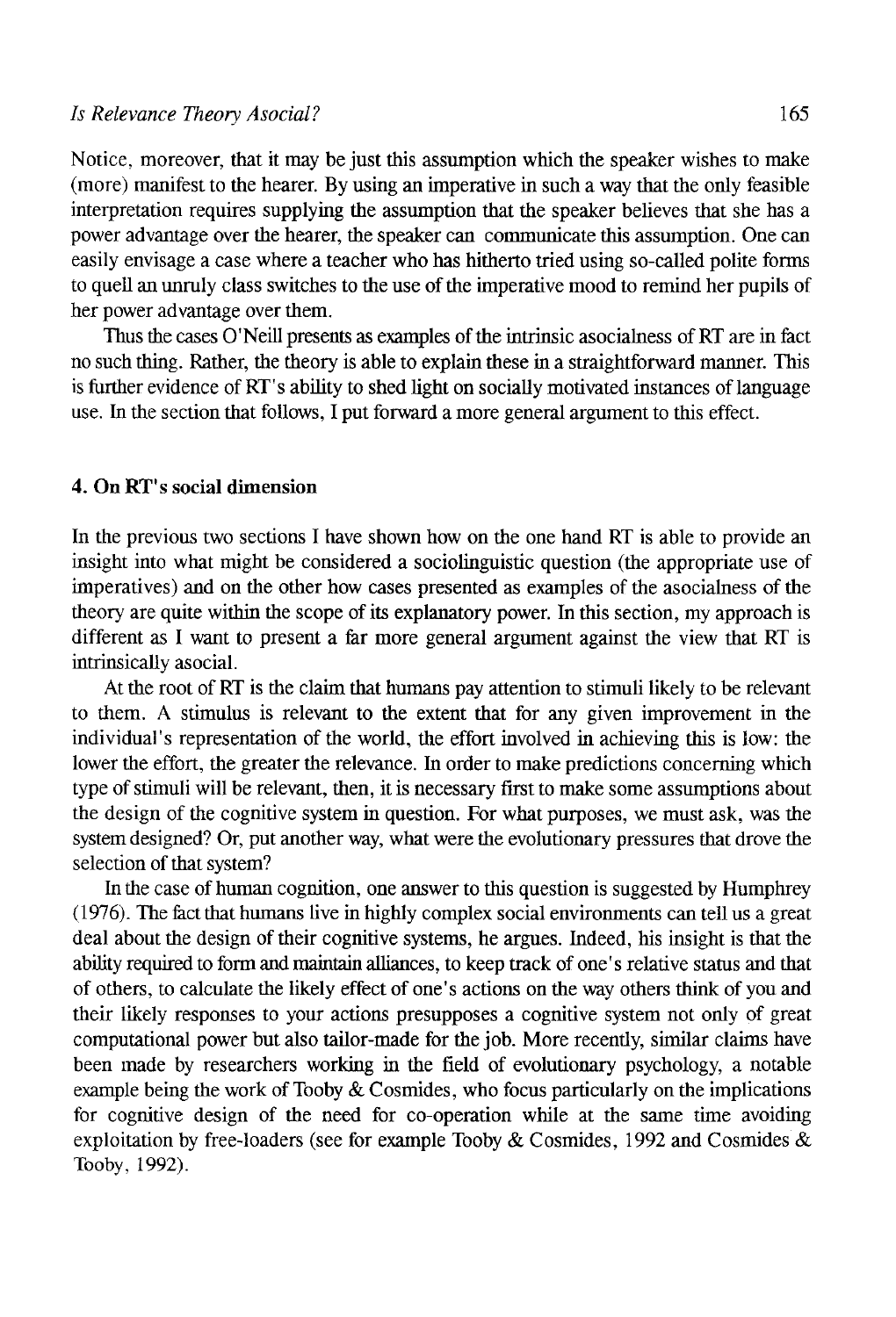Notice, moreover, that it may be just this assumption which the speaker wishes to make (more) manifest to the hearer. By using an imperative in such a way that the only feasible interpretation requires supplying the assumption that the speaker believes that she has a power advantage over the hearer, the speaker can communicate this assumption. One can easily envisage a case where a teacher who has hitherto tried using so-called polite forms to quell an unruly class switches to the use of the imperative mood to remind her pupils of her power advantage over them.

Thus the cases O'Neill presents as examples of the intrinsic asocialness of RT are in fact no such thing. Rather, the theory is able to explain these in a straightforward manner. This is further evidence of RT's ability to shed light on socially motivated instances of language use. In the section that follows, I put forward a more general argument to this effect.

## 4. On RT's social dimension

In the previous two sections I have shown how on the one hand RT is able to provide an insight into what might be considered a sociolinguistic question (the appropriate use of imperatives) and on the other how cases presented as examples of the asocialness of the theory are quite within the scope of its explanatory power. In this section, my approach is different as I want to present a far more general argument against the view that RT is intrinsically asocial.

At the root of RT is the claim that humans pay attention to stimuli likely to be relevant to them. A stimulus is relevant to the extent that for any given improvement in the individual's representation of the world, the effort involved in achieving this is low: the lower the effort, the greater the relevance. In order to make predictions concerning which type of stimuli will be relevant, then, it is necessary first to make some assumptions about the design of the cognitive system in question. For what purposes, we must ask, was the system designed? Or, put another way, what were the evolutionary pressures that drove the selection of that system?

In the case of human cognition, one answer to this question is suggested by Humphrey (1976). The fact that humans live in highly complex social environments can tell us a great deal about the design of their cognitive systems, he argues. Indeed, his insight is that the ability required to form and maintain alliances, to keep track of one's relative status and that of others, to calculate the likely effect of one's actions on the way others think of you and their likely responses to your actions presupposes a cognitive system not only of great computational power but also tailor-made for the job. More recently, similar claims have been made by researchers working in the field of evolutionary psychology, a notable example being the work of Tooby & Cosmides, who focus particularly on the implications for cognitive design of the need for co-operation while at the same time avoiding exploitation by free-loaders (see for example Tooby & Cosmides, 1992 and Cosmides & Tooby, 1992).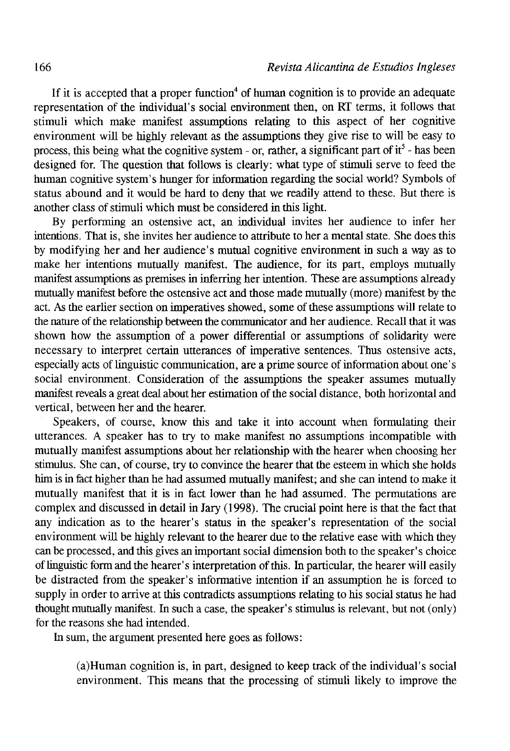If it is accepted that a proper function[4] of human cognition is to provide an adequate representation of the individual's social environment then, on RT terms, it follows that stimuli which make manifest assumptions relating to this aspect of her cognitive environment will be highly relevant as the assumptions they give rise to will be easy to process, this being what the cognitive system - or, rather, a significant part of it[5] - has been designed for. The question that follows is clearly: what type of stimuli serve to feed the human cognitive system's hunger for information regarding the social world? Symbols of status abound and it would be hard to deny that we readily attend to these. But there is another class of stimuli which must be considered in this light.

By performing an ostensive act, an individual invites her audience to infer her intentions. That is, she invites her audience to attribute to her a mental state. She does this by modifying her and her audience's mutual cognitive environment in such a way as to make her intentions mutually manifest. The audience, for its part, employs mutually manifest assumptions as premises in inferring her intention. These are assumptions already mutually manifest before the ostensive act and those made mutually (more) manifest by the act. As the earlier section on imperatives showed, some of these assumptions will relate to the nature of the relationship between the communicator and her audience. Recall that it was shown how the assumption of a power differential or assumptions of solidarity were necessary to interpret certain utterances of imperative sentences. Thus ostensive acts, especially acts of linguistic communication, are a prime source of information about one's social environment. Consideration of the assumptions the speaker assumes mutually manifest reveals a great deal about her estimation of the social distance, both horizontal and vertical, between her and the hearer.

Speakers, of course, know this and take it into account when formulating their utterances. A speaker has to try to make manifest no assumptions incompatible with mutually manifest assumptions about her relationship with the hearer when choosing her stimulus. She can, of course, try to convince the hearer that the esteem in which she holds him is in fact higher than he had assumed mutually manifest; and she can intend to make it mutually manifest that it is in fact lower than he had assumed. The permutations are complex and discussed in detail in Jary (1998). The crucial point here is that the fact that any indication as to the hearer's status in the speaker's representation of the social environment will be highly relevant to the hearer due to the relative ease with which they can be processed, and this gives an important social dimension both to the speaker's choice of linguistic form and the hearer's interpretation of this. In particular, the hearer will easily be distracted from the speaker's informative intention if an assumption he is forced to supply in order to arrive at this contradicts assumptions relating to his social status he had thought mutually manifest. In such a case, the speaker's stimulus is relevant, but not (only) for the reasons she had intended.

In sum, the argument presented here goes as follows:

> (a) Human cognition is, in part, designed to keep track of the individual's social environment. This means that the processing of stimuli likely to improve the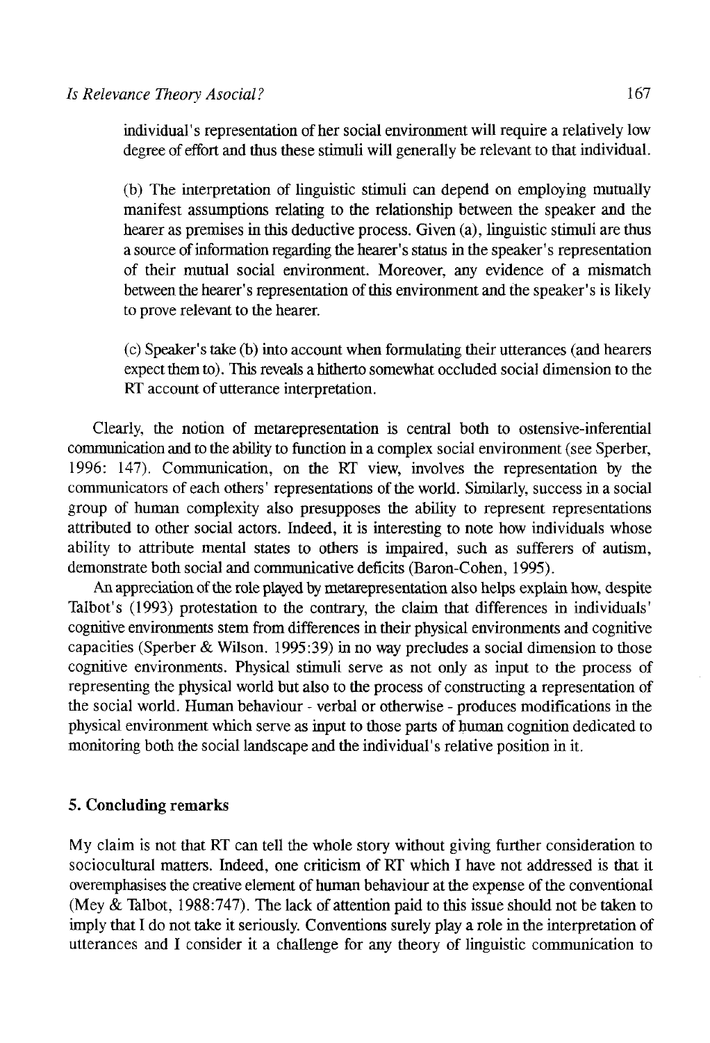individual's representation of her social environment will require a relatively low degree of effort and thus these stimuli will generally be relevant to that individual.

(b) The interpretation of linguistic stimuli can depend on employing mutually manifest assumptions relating to the relationship between the speaker and the hearer as premises in this deductive process. Given (a), linguistic stimuli are thus a source of information regarding the hearer's status in the speaker's representation of their mutual social environment. Moreover, any evidence of a mismatch between the hearer's representation of this environment and the speaker's is likely to prove relevant to the hearer.

(c) Speaker's take (b) into account when formulating their utterances (and hearers expect them to). This reveals a hitherto somewhat occluded social dimension to the RT account of utterance interpretation.

Clearly, the notion of metarepresentation is central both to ostensive-inferential communication and to the ability to function in a complex social environment (see Sperber, 1996: 147). Communication, on the RT view, involves the representation by the communicators of each others' representations of the world. Similarly, success in a social group of human complexity also presupposes the ability to represent representations attributed to other social actors. Indeed, it is interesting to note how individuals whose ability to attribute mental states to others is impaired, such as sufferers of autism, demonstrate both social and communicative deficits (Baron-Cohen, 1995).

An appreciation of the role played by metarepresentation also helps explain how, despite Talbot's (1993) protestation to the contrary, the claim that differences in individuals' cognitive environments stem from differences in their physical environments and cognitive capacities (Sperber & Wilson. 1995:39) in no way precludes a social dimension to those cognitive environments. Physical stimuli serve as not only as input to the process of representing the physical world but also to the process of constructing a representation of the social world. Human behaviour - verbal or otherwise - produces modifications in the physical environment which serve as input to those parts of human cognition dedicated to monitoring both the social landscape and the individual's relative position in it.

## 5. Concluding remarks

My claim is not that RT can tell the whole story without giving further consideration to sociocultural matters. Indeed, one criticism of RT which I have not addressed is that it overemphasises the creative element of human behaviour at the expense of the conventional (Mey & Talbot, 1988:747). The lack of attention paid to this issue should not be taken to imply that I do not take it seriously. Conventions surely play a role in the interpretation of utterances and I consider it a challenge for any theory of linguistic communication to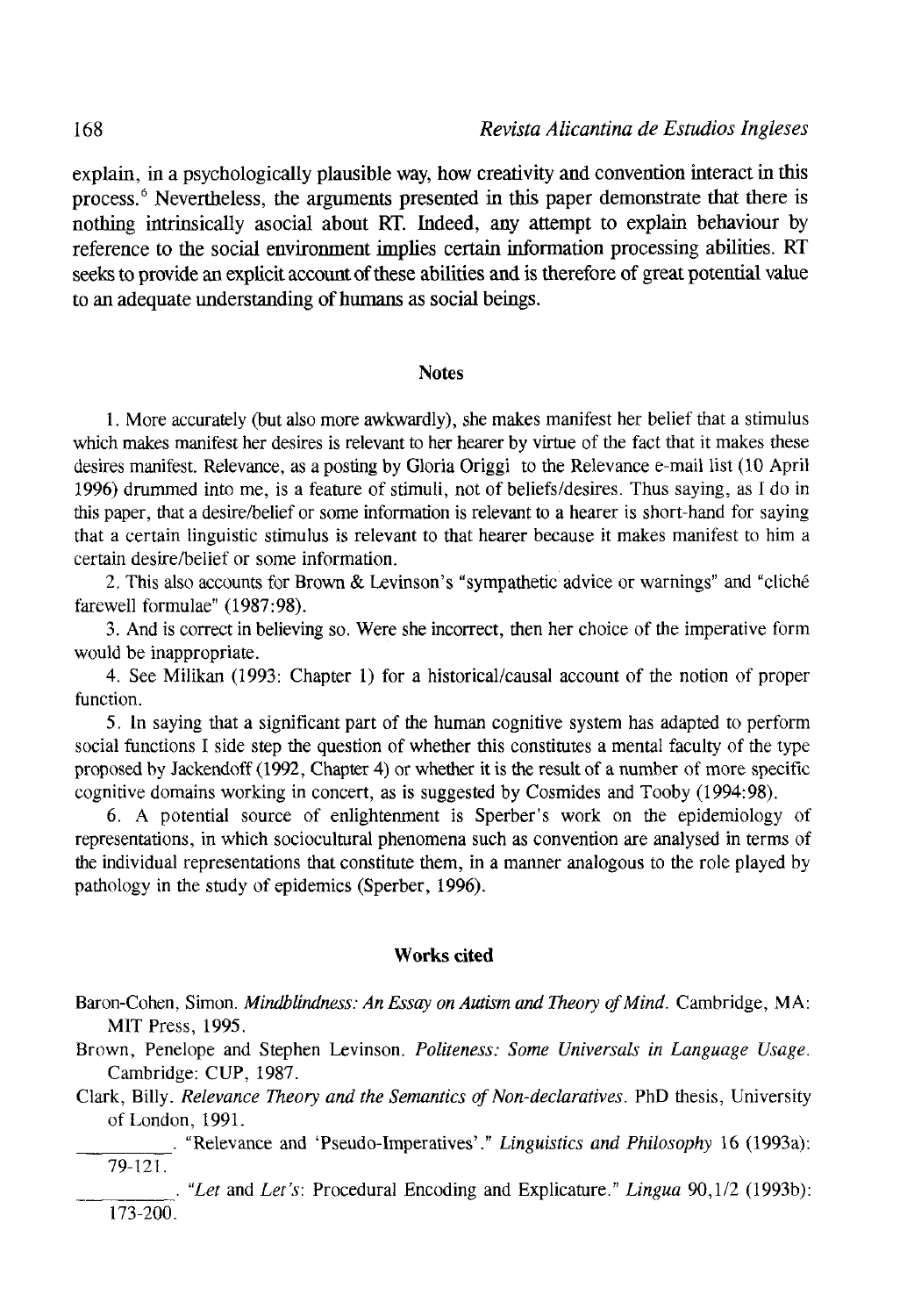explain, in a psychologically plausible way, how creativity and convention interact in this process.[6] Nevertheless, the arguments presented in this paper demonstrate that there is nothing intrinsically asocial about RT. Indeed, any attempt to explain behaviour by reference to the social environment implies certain information processing abilities. RT seeks to provide an explicit account of these abilities and is therefore of great potential value to an adequate understanding of humans as social beings.

## Notes

1. More accurately (but also more awkwardly), she makes manifest her belief that a stimulus which makes manifest her desires is relevant to her hearer by virtue of the fact that it makes these desires manifest. Relevance, as a posting by Gloria Origgi to the Relevance e-mail list (10 April 1996) drummed into me, is a feature of stimuli, not of beliefs/desires. Thus saying, as I do in this paper, that a desire/belief or some information is relevant to a hearer is short-hand for saying that a certain linguistic stimulus is relevant to that hearer because it makes manifest to him a certain desire/belief or some information.

2. This also accounts for Brown & Levinson's "sympathetic advice or warnings" and "cliché farewell formulae" (1987:98).

3. And is correct in believing so. Were she incorrect, then her choice of the imperative form would be inappropriate.

4. See Milikan (1993: Chapter 1) for a historical/causal account of the notion of proper function.

5. In saying that a significant part of the human cognitive system has adapted to perform social functions I side step the question of whether this constitutes a mental faculty of the type proposed by Jackendoff (1992, Chapter 4) or whether it is the result of a number of more specific cognitive domains working in concert, as is suggested by Cosmides and Tooby (1994:98).

6. A potential source of enlightenment is Sperber's work on the epidemiology of representations, in which sociocultural phenomena such as convention are analysed in terms of the individual representations that constitute them, in a manner analogous to the role played by pathology in the study of epidemics (Sperber, 1996).

## Works cited

Baron-Cohen, Simon. *Mindblindness: An Essay on Autism and Theory of Mind.* Cambridge, MA: MIT Press, 1995.

Brown, Penelope and Stephen Levinson. *Politeness: Some Universals in Language Usage.* Cambridge: CUP, 1987.

Clark, Billy. *Relevance Theory and the Semantics of Non-declaratives.* PhD thesis, University of London, 1991.

\_\_\_\_\_\_\_\_\_. "Relevance and 'Pseudo-Imperatives'." *Linguistics and Philosophy* 16 (1993a): 79-121.

\_\_\_\_\_\_\_\_\_. "*Let* and *Let's*: Procedural Encoding and Explicature." *Lingua* 90,1/2 (1993b): 173-200.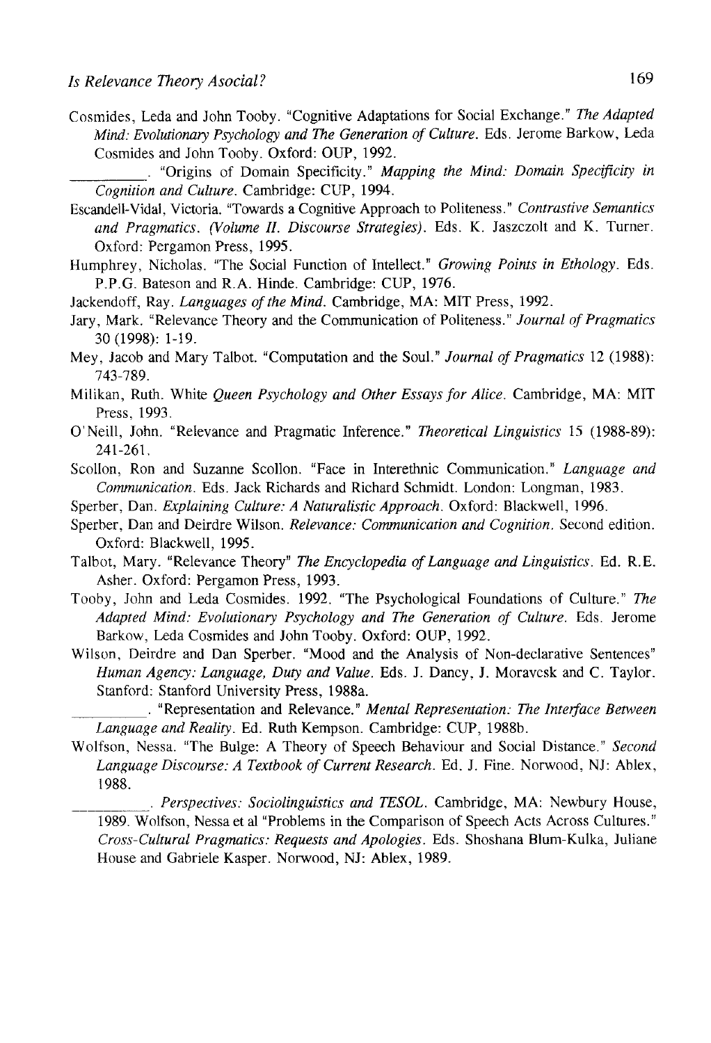Cosmides, Leda and John Tooby. "Cognitive Adaptations for Social Exchange." *The Adapted Mind: Evolutionary Psychology and The Generation of Culture*. Eds. Jerome Barkow, Leda Cosmides and John Tooby. Oxford: OUP, 1992.

__________. "Origins of Domain Specificity." *Mapping the Mind: Domain Specificity in Cognition and Culture*. Cambridge: CUP, 1994.

Escandell-Vidal, Victoria. "Towards a Cognitive Approach to Politeness." *Contrastive Semantics and Pragmatics. (Volume II. Discourse Strategies)*. Eds. K. Jaszczolt and K. Turner. Oxford: Pergamon Press, 1995.

Humphrey, Nicholas. "The Social Function of Intellect." *Growing Points in Ethology*. Eds. P.P.G. Bateson and R.A. Hinde. Cambridge: CUP, 1976.

Jackendoff, Ray. *Languages of the Mind*. Cambridge, MA: MIT Press, 1992.

Jary, Mark. "Relevance Theory and the Communication of Politeness." *Journal of Pragmatics* 30 (1998): 1-19.

Mey, Jacob and Mary Talbot. "Computation and the Soul." *Journal of Pragmatics* 12 (1988): 743-789.

Milikan, Ruth. White *Queen Psychology and Other Essays for Alice*. Cambridge, MA: MIT Press, 1993.

O'Neill, John. "Relevance and Pragmatic Inference." *Theoretical Linguistics* 15 (1988-89): 241-261.

Scollon, Ron and Suzanne Scollon. "Face in Interethnic Communication." *Language and Communication*. Eds. Jack Richards and Richard Schmidt. London: Longman, 1983.

Sperber, Dan. *Explaining Culture: A Naturalistic Approach*. Oxford: Blackwell, 1996.

Sperber, Dan and Deirdre Wilson. *Relevance: Communication and Cognition*. Second edition. Oxford: Blackwell, 1995.

Talbot, Mary. "Relevance Theory" *The Encyclopedia of Language and Linguistics*. Ed. R.E. Asher. Oxford: Pergamon Press, 1993.

Tooby, John and Leda Cosmides. 1992. "The Psychological Foundations of Culture." *The Adapted Mind: Evolutionary Psychology and The Generation of Culture*. Eds. Jerome Barkow, Leda Cosmides and John Tooby. Oxford: OUP, 1992.

Wilson, Deirdre and Dan Sperber. "Mood and the Analysis of Non-declarative Sentences" *Human Agency: Language, Duty and Value*. Eds. J. Dancy, J. Moravcsk and C. Taylor. Stanford: Stanford University Press, 1988a.

__________. "Representation and Relevance." *Mental Representation: The Interface Between Language and Reality*. Ed. Ruth Kempson. Cambridge: CUP, 1988b.

Wolfson, Nessa. "The Bulge: A Theory of Speech Behaviour and Social Distance." *Second Language Discourse: A Textbook of Current Research*. Ed. J. Fine. Norwood, NJ: Ablex, 1988.

__________. *Perspectives: Sociolinguistics and TESOL*. Cambridge, MA: Newbury House, 1989. Wolfson, Nessa et al "Problems in the Comparison of Speech Acts Across Cultures." *Cross-Cultural Pragmatics: Requests and Apologies*. Eds. Shoshana Blum-Kulka, Juliane House and Gabriele Kasper. Norwood, NJ: Ablex, 1989.